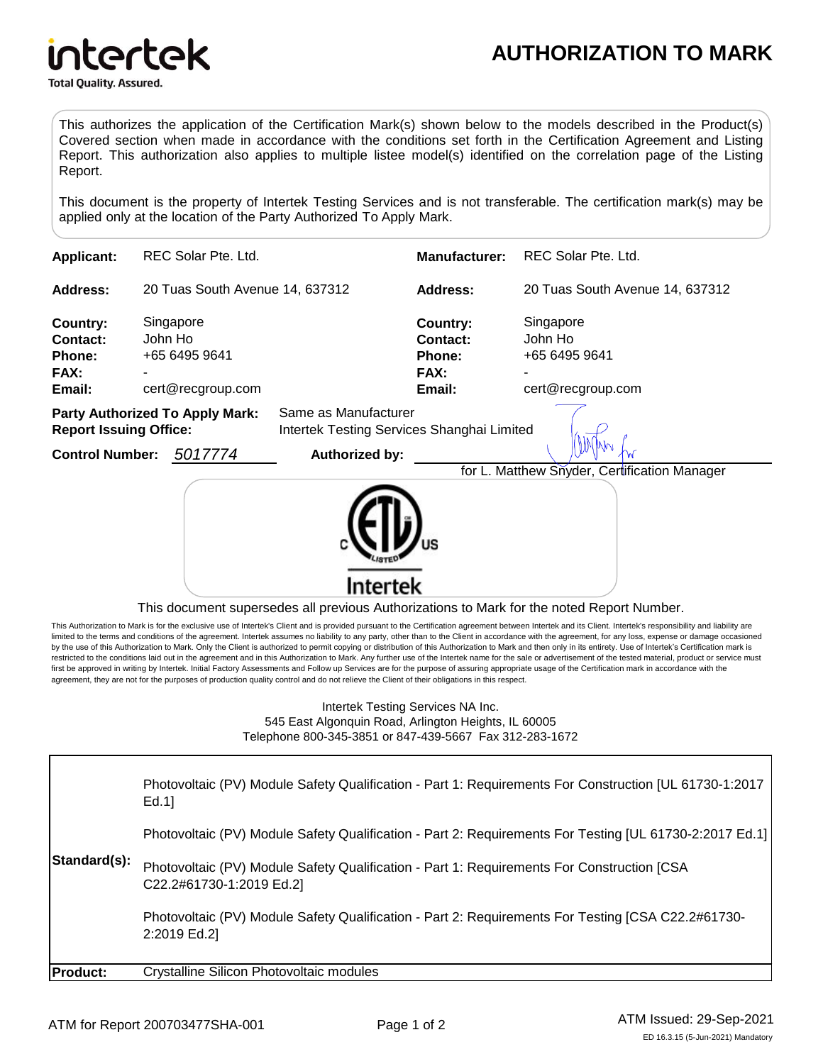intertek
Total Quality. Assured.

# AUTHORIZATION TO MARK

This authorizes the application of the Certification Mark(s) shown below to the models described in the Product(s) Covered section when made in accordance with the conditions set forth in the Certification Agreement and Listing Report. This authorization also applies to multiple listee model(s) identified on the correlation page of the Listing Report.

This document is the property of Intertek Testing Services and is not transferable. The certification mark(s) may be applied only at the location of the Party Authorized To Apply Mark.

| | | | |
|---|---|---|---|
| **Applicant:** | REC Solar Pte. Ltd. | **Manufacturer:** | REC Solar Pte. Ltd. |
| **Address:** | 20 Tuas South Avenue 14, 637312 | **Address:** | 20 Tuas South Avenue 14, 637312 |
| **Country:** | Singapore | **Country:** | Singapore |
| **Contact:** | John Ho | **Contact:** | John Ho |
| **Phone:** | +65 6495 9641 | **Phone:** | +65 6495 9641 |
| **FAX:** | - | **FAX:** | - |
| **Email:** | cert@recgroup.com | **Email:** | cert@recgroup.com |

**Party Authorized To Apply Mark:** Same as Manufacturer
**Report Issuing Office:** Intertek Testing Services Shanghai Limited

**Control Number:** 5017774 **Authorized by:** for L. Matthew Snyder, Certification Manager

c ETL us LISTED
Intertek

This document supersedes all previous Authorizations to Mark for the noted Report Number.

This Authorization to Mark is for the exclusive use of Intertek's Client and is provided pursuant to the Certification agreement between Intertek and its Client. Intertek's responsibility and liability are limited to the terms and conditions of the agreement. Intertek assumes no liability to any party, other than to the Client in accordance with the agreement, for any loss, expense or damage occasioned by the use of this Authorization to Mark. Only the Client is authorized to permit copying or distribution of this Authorization to Mark and then only in its entirety. Use of Intertek's Certification mark is restricted to the conditions laid out in the agreement and in this Authorization to Mark. Any further use of the Intertek name for the sale or advertisement of the tested material, product or service must first be approved in writing by Intertek. Initial Factory Assessments and Follow up Services are for the purpose of assuring appropriate usage of the Certification mark in accordance with the agreement, they are not for the purposes of production quality control and do not relieve the Client of their obligations in this respect.

Intertek Testing Services NA Inc.
545 East Algonquin Road, Arlington Heights, IL 60005
Telephone 800-345-3851 or 847-439-5667 Fax 312-283-1672

| | |
|---|---|
| **Standard(s):** | Photovoltaic (PV) Module Safety Qualification - Part 1: Requirements For Construction [UL 61730-1:2017 Ed.1]<br><br>Photovoltaic (PV) Module Safety Qualification - Part 2: Requirements For Testing [UL 61730-2:2017 Ed.1]<br><br>Photovoltaic (PV) Module Safety Qualification - Part 1: Requirements For Construction [CSA C22.2#61730-1:2019 Ed.2]<br><br>Photovoltaic (PV) Module Safety Qualification - Part 2: Requirements For Testing [CSA C22.2#61730-2:2019 Ed.2] |
| **Product:** | Crystalline Silicon Photovoltaic modules |

ATM for Report 200703477SHA-001 ATM Issued: 29-Sep-2021
ED 16.3.15 (5-Jun-2021) Mandatory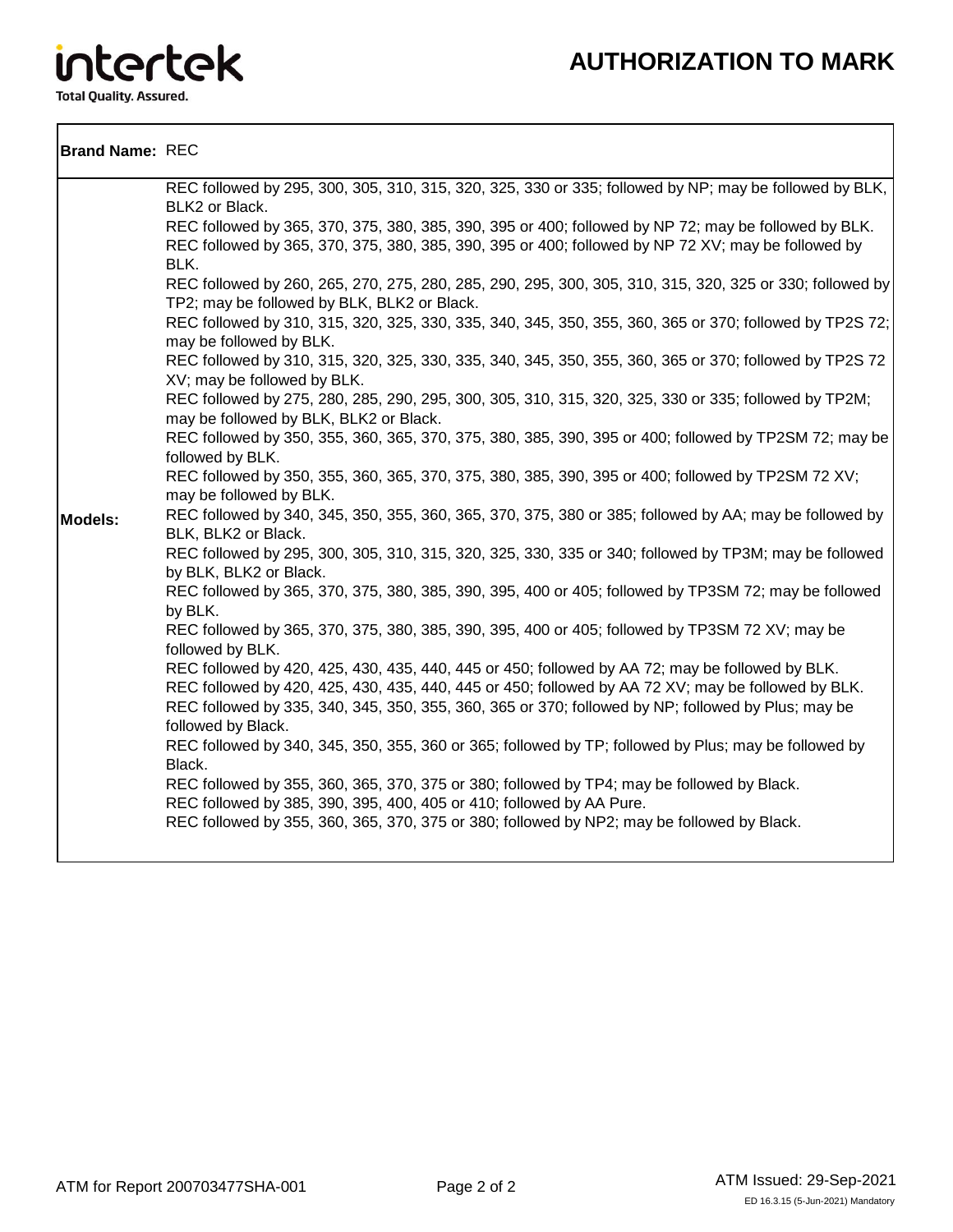# AUTHORIZATION TO MARK

| | |
|---|---|
| **Brand Name:** | REC |
| **Models:** | REC followed by 295, 300, 305, 310, 315, 320, 325, 330 or 335; followed by NP; may be followed by BLK, BLK2 or Black.<br>REC followed by 365, 370, 375, 380, 385, 390, 395 or 400; followed by NP 72; may be followed by BLK.<br>REC followed by 365, 370, 375, 380, 385, 390, 395 or 400; followed by NP 72 XV; may be followed by BLK.<br>REC followed by 260, 265, 270, 275, 280, 285, 290, 295, 300, 305, 310, 315, 320, 325 or 330; followed by TP2; may be followed by BLK, BLK2 or Black.<br>REC followed by 310, 315, 320, 325, 330, 335, 340, 345, 350, 355, 360, 365 or 370; followed by TP2S 72; may be followed by BLK.<br>REC followed by 310, 315, 320, 325, 330, 335, 340, 345, 350, 355, 360, 365 or 370; followed by TP2S 72 XV; may be followed by BLK.<br>REC followed by 275, 280, 285, 290, 295, 300, 305, 310, 315, 320, 325, 330 or 335; followed by TP2M; may be followed by BLK, BLK2 or Black.<br>REC followed by 350, 355, 360, 365, 370, 375, 380, 385, 390, 395 or 400; followed by TP2SM 72; may be followed by BLK.<br>REC followed by 350, 355, 360, 365, 370, 375, 380, 385, 390, 395 or 400; followed by TP2SM 72 XV; may be followed by BLK.<br>REC followed by 340, 345, 350, 355, 360, 365, 370, 375, 380 or 385; followed by AA; may be followed by BLK, BLK2 or Black.<br>REC followed by 295, 300, 305, 310, 315, 320, 325, 330, 335 or 340; followed by TP3M; may be followed by BLK, BLK2 or Black.<br>REC followed by 365, 370, 375, 380, 385, 390, 395, 400 or 405; followed by TP3SM 72; may be followed by BLK.<br>REC followed by 365, 370, 375, 380, 385, 390, 395, 400 or 405; followed by TP3SM 72 XV; may be followed by BLK.<br>REC followed by 420, 425, 430, 435, 440, 445 or 450; followed by AA 72; may be followed by BLK.<br>REC followed by 420, 425, 430, 435, 440, 445 or 450; followed by AA 72 XV; may be followed by BLK.<br>REC followed by 335, 340, 345, 350, 355, 360, 365 or 370; followed by NP; followed by Plus; may be followed by Black.<br>REC followed by 340, 345, 350, 355, 360 or 365; followed by TP; followed by Plus; may be followed by Black.<br>REC followed by 355, 360, 365, 370, 375 or 380; followed by TP4; may be followed by Black.<br>REC followed by 385, 390, 395, 400, 405 or 410; followed by AA Pure.<br>REC followed by 355, 360, 365, 370, 375 or 380; followed by NP2; may be followed by Black. |

ATM for Report 200703477SHA-001

ATM Issued: 29-Sep-2021

ED 16.3.15 (5-Jun-2021) Mandatory